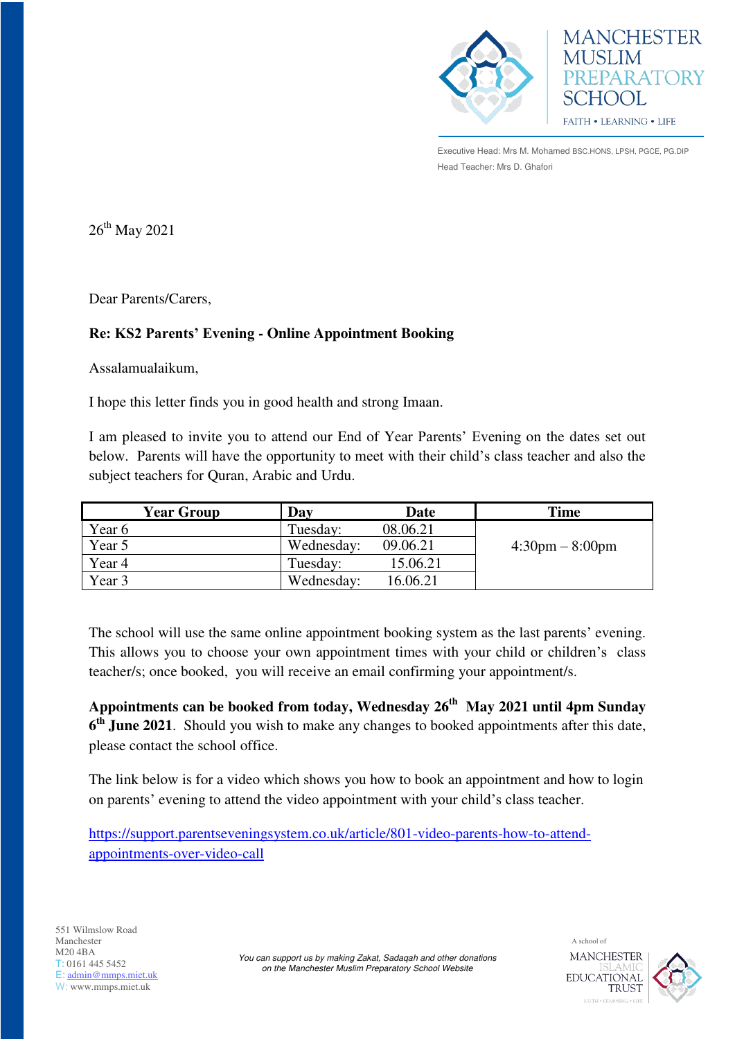MANCHESTER MUSLIM PREPARATORY SCHOOL

FAITH • LEARNING • LIFE

Executive Head: Mrs M. Mohamed BSC.HONS, LPSH, PGCE, PG.DIP
Head Teacher: Mrs D. Ghafori

26th May 2021

Dear Parents/Carers,

**Re: KS2 Parents' Evening - Online Appointment Booking**

Assalamualaikum,

I hope this letter finds you in good health and strong Imaan.

I am pleased to invite you to attend our End of Year Parents' Evening on the dates set out below. Parents will have the opportunity to meet with their child's class teacher and also the subject teachers for Quran, Arabic and Urdu.

| Year Group | Day | Date | Time |
|---|---|---|---|
| Year 6 | Tuesday: | 08.06.21 | 4:30pm – 8:00pm |
| Year 5 | Wednesday: | 09.06.21 | |
| Year 4 | Tuesday: | 15.06.21 | |
| Year 3 | Wednesday: | 16.06.21 | |

The school will use the same online appointment booking system as the last parents' evening. This allows you to choose your own appointment times with your child or children's class teacher/s; once booked, you will receive an email confirming your appointment/s.

**Appointments can be booked from today, Wednesday 26th May 2021 until 4pm Sunday 6th June 2021**. Should you wish to make any changes to booked appointments after this date, please contact the school office.

The link below is for a video which shows you how to book an appointment and how to login on parents' evening to attend the video appointment with your child's class teacher.

https://support.parentseveningsystem.co.uk/article/801-video-parents-how-to-attend-appointments-over-video-call

551 Wilmslow Road
Manchester
M20 4BA
T: 0161 445 5452
E: admin@mmps.miet.uk
W: www.mmps.miet.uk

*You can support us by making Zakat, Sadaqah and other donations on the Manchester Muslim Preparatory School Website*

A school of MANCHESTER ISLAMIC EDUCATIONAL TRUST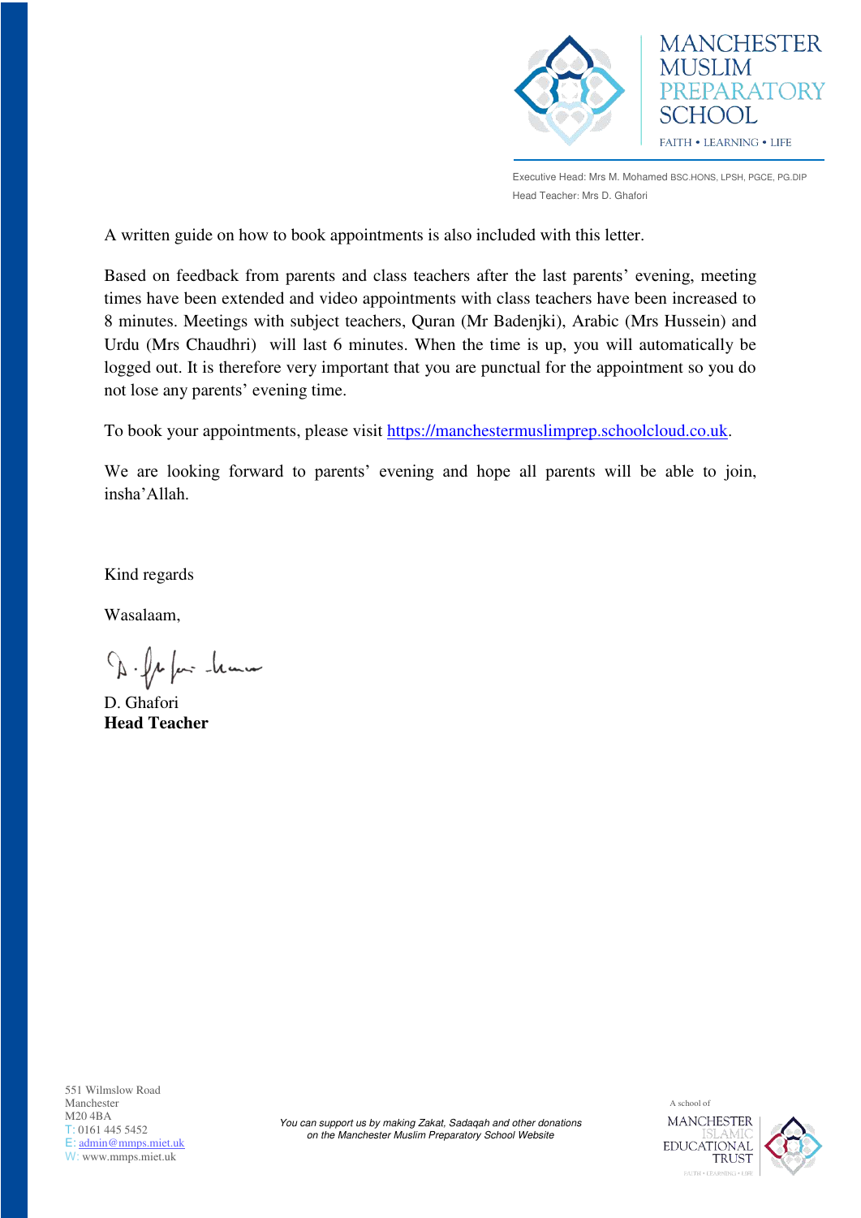A written guide on how to book appointments is also included with this letter.

Based on feedback from parents and class teachers after the last parents' evening, meeting times have been extended and video appointments with class teachers have been increased to 8 minutes. Meetings with subject teachers, Quran (Mr Badenjki), Arabic (Mrs Hussein) and Urdu (Mrs Chaudhri) will last 6 minutes. When the time is up, you will automatically be logged out. It is therefore very important that you are punctual for the appointment so you do not lose any parents' evening time.

To book your appointments, please visit https://manchestermuslimprep.schoolcloud.co.uk.

We are looking forward to parents' evening and hope all parents will be able to join, insha'Allah.

Kind regards

Wasalaam,

D. Ghafori
**Head Teacher**